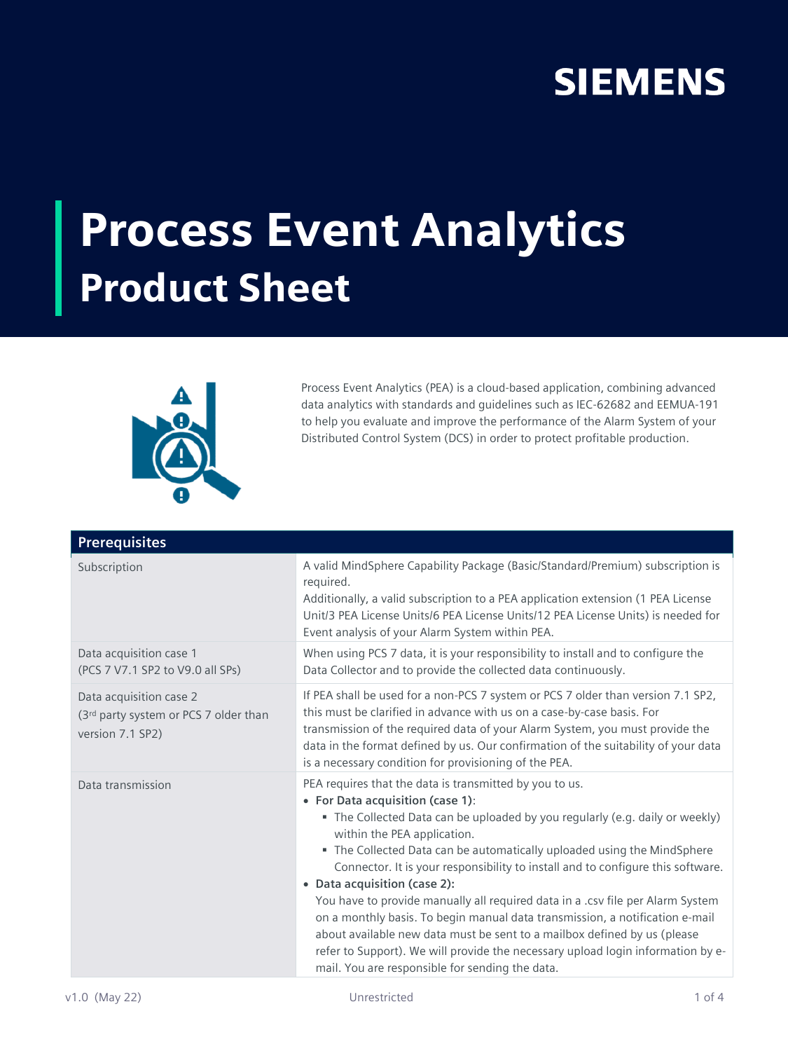SIEMENS

# Process Event Analytics
## Product Sheet

Process Event Analytics (PEA) is a cloud-based application, combining advanced data analytics with standards and guidelines such as IEC-62682 and EEMUA-191 to help you evaluate and improve the performance of the Alarm System of your Distributed Control System (DCS) in order to protect profitable production.

| Prerequisites | |
|---|---|
| Subscription | A valid MindSphere Capability Package (Basic/Standard/Premium) subscription is required.<br>Additionally, a valid subscription to a PEA application extension (1 PEA License Unit/3 PEA License Units/6 PEA License Units/12 PEA License Units) is needed for Event analysis of your Alarm System within PEA. |
| Data acquisition case 1<br>(PCS 7 V7.1 SP2 to V9.0 all SPs) | When using PCS 7 data, it is your responsibility to install and to configure the Data Collector and to provide the collected data continuously. |
| Data acquisition case 2<br>(3rd party system or PCS 7 older than version 7.1 SP2) | If PEA shall be used for a non-PCS 7 system or PCS 7 older than version 7.1 SP2, this must be clarified in advance with us on a case-by-case basis. For transmission of the required data of your Alarm System, you must provide the data in the format defined by us. Our confirmation of the suitability of your data is a necessary condition for provisioning of the PEA. |
| Data transmission | PEA requires that the data is transmitted by you to us.<br>• **For Data acquisition (case 1)**:<br>&nbsp;&nbsp;▪ The Collected Data can be uploaded by you regularly (e.g. daily or weekly) within the PEA application.<br>&nbsp;&nbsp;▪ The Collected Data can be automatically uploaded using the MindSphere Connector. It is your responsibility to install and to configure this software.<br>• **Data acquisition (case 2):**<br>You have to provide manually all required data in a .csv file per Alarm System on a monthly basis. To begin manual data transmission, a notification e-mail about available new data must be sent to a mailbox defined by us (please refer to Support). We will provide the necessary upload login information by e-mail. You are responsible for sending the data. |

v1.0 (May 22) Unrestricted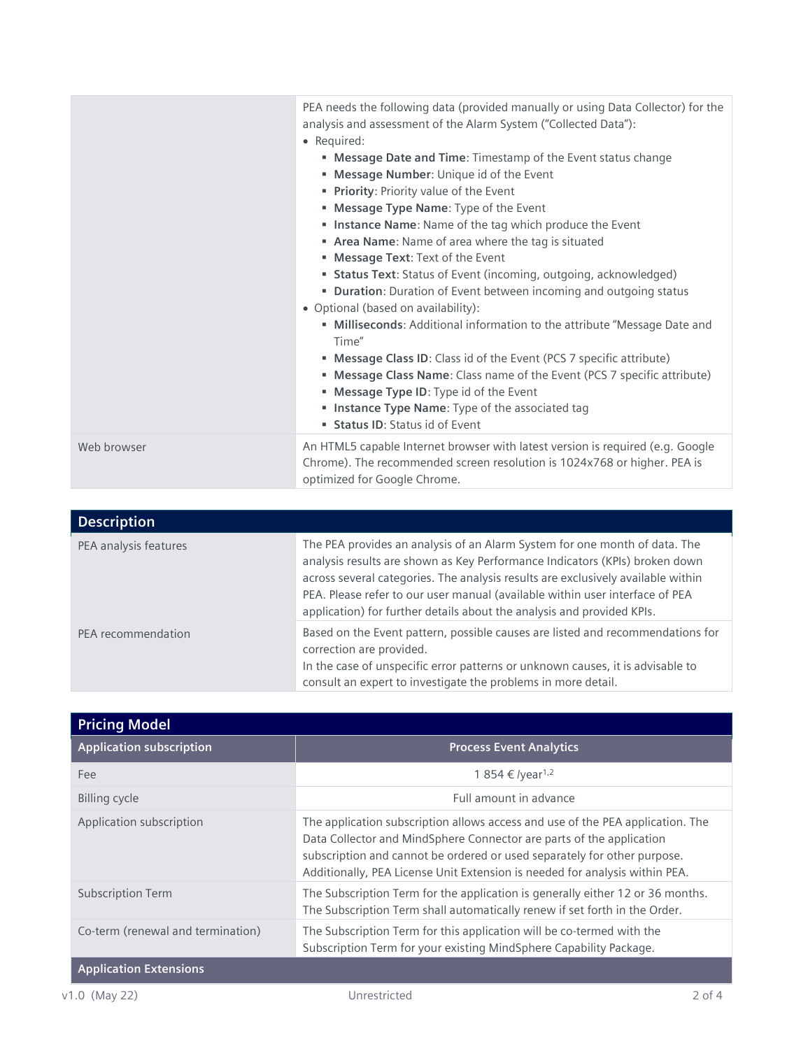| | |
|---|---|
| | PEA needs the following data (provided manually or using Data Collector) for the analysis and assessment of the Alarm System ("Collected Data"):<br>• Required:<br>&nbsp;&nbsp;▪ **Message Date and Time**: Timestamp of the Event status change<br>&nbsp;&nbsp;▪ **Message Number**: Unique id of the Event<br>&nbsp;&nbsp;▪ **Priority**: Priority value of the Event<br>&nbsp;&nbsp;▪ **Message Type Name**: Type of the Event<br>&nbsp;&nbsp;▪ **Instance Name**: Name of the tag which produce the Event<br>&nbsp;&nbsp;▪ **Area Name**: Name of area where the tag is situated<br>&nbsp;&nbsp;▪ **Message Text**: Text of the Event<br>&nbsp;&nbsp;▪ **Status Text**: Status of Event (incoming, outgoing, acknowledged)<br>&nbsp;&nbsp;▪ **Duration**: Duration of Event between incoming and outgoing status<br>• Optional (based on availability):<br>&nbsp;&nbsp;▪ **Milliseconds**: Additional information to the attribute "Message Date and Time"<br>&nbsp;&nbsp;▪ **Message Class ID**: Class id of the Event (PCS 7 specific attribute)<br>&nbsp;&nbsp;▪ **Message Class Name**: Class name of the Event (PCS 7 specific attribute)<br>&nbsp;&nbsp;▪ **Message Type ID**: Type id of the Event<br>&nbsp;&nbsp;▪ **Instance Type Name**: Type of the associated tag<br>&nbsp;&nbsp;▪ **Status ID**: Status id of Event |
| Web browser | An HTML5 capable Internet browser with latest version is required (e.g. Google Chrome). The recommended screen resolution is 1024x768 or higher. PEA is optimized for Google Chrome. |

| Description | |
|---|---|
| PEA analysis features | The PEA provides an analysis of an Alarm System for one month of data. The analysis results are shown as Key Performance Indicators (KPIs) broken down across several categories. The analysis results are exclusively available within PEA. Please refer to our user manual (available within user interface of PEA application) for further details about the analysis and provided KPIs. |
| PEA recommendation | Based on the Event pattern, possible causes are listed and recommendations for correction are provided.<br>In the case of unspecific error patterns or unknown causes, it is advisable to consult an expert to investigate the problems in more detail. |

| Pricing Model | |
|---|---|
| **Application subscription** | **Process Event Analytics** |
| Fee | 1 854 € /year[1,2] |
| Billing cycle | Full amount in advance |
| Application subscription | The application subscription allows access and use of the PEA application. The Data Collector and MindSphere Connector are parts of the application subscription and cannot be ordered or used separately for other purpose. Additionally, PEA License Unit Extension is needed for analysis within PEA. |
| Subscription Term | The Subscription Term for the application is generally either 12 or 36 months. The Subscription Term shall automatically renew if set forth in the Order. |
| Co-term (renewal and termination) | The Subscription Term for this application will be co-termed with the Subscription Term for your existing MindSphere Capability Package. |
| **Application Extensions** | |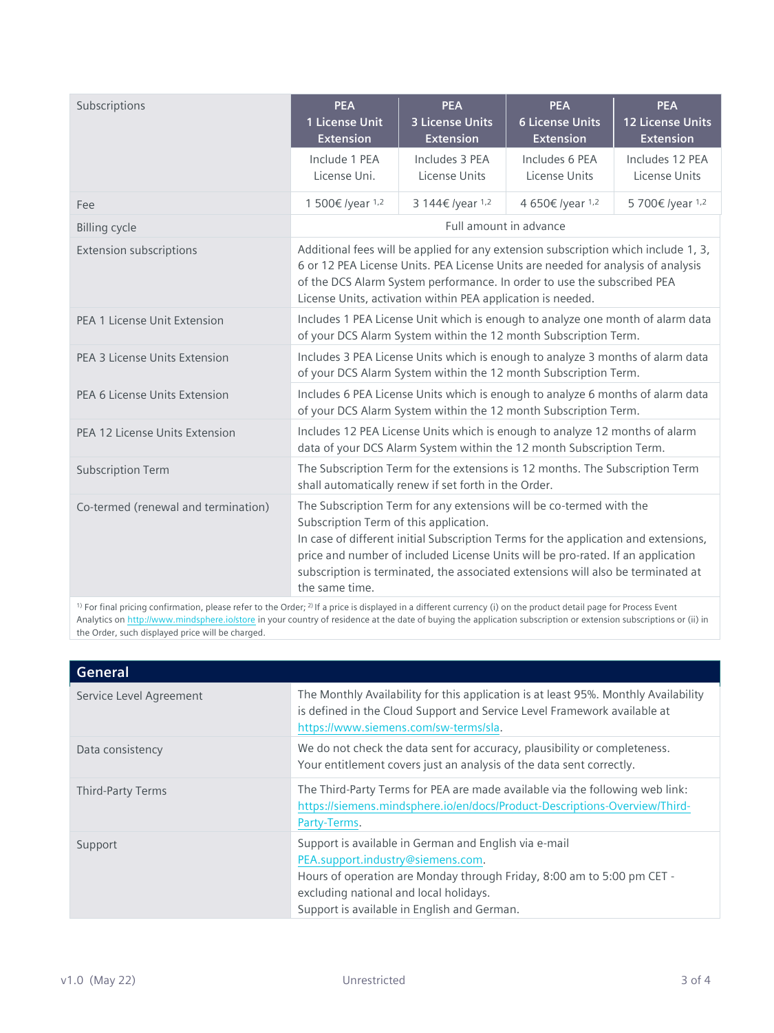| Subscriptions | PEA 1 License Unit Extension | PEA 3 License Units Extension | PEA 6 License Units Extension | PEA 12 License Units Extension |
|---|---|---|---|---|
| | Include 1 PEA License Uni. | Includes 3 PEA License Units | Includes 6 PEA License Units | Includes 12 PEA License Units |
| Fee | 1 500€ /year [1,2] | 3 144€ /year [1,2] | 4 650€ /year [1,2] | 5 700€ /year [1,2] |
| Billing cycle | Full amount in advance | | | |
| Extension subscriptions | Additional fees will be applied for any extension subscription which include 1, 3, 6 or 12 PEA License Units. PEA License Units are needed for analysis of analysis of the DCS Alarm System performance. In order to use the subscribed PEA License Units, activation within PEA application is needed. | | | |
| PEA 1 License Unit Extension | Includes 1 PEA License Unit which is enough to analyze one month of alarm data of your DCS Alarm System within the 12 month Subscription Term. | | | |
| PEA 3 License Units Extension | Includes 3 PEA License Units which is enough to analyze 3 months of alarm data of your DCS Alarm System within the 12 month Subscription Term. | | | |
| PEA 6 License Units Extension | Includes 6 PEA License Units which is enough to analyze 6 months of alarm data of your DCS Alarm System within the 12 month Subscription Term. | | | |
| PEA 12 License Units Extension | Includes 12 PEA License Units which is enough to analyze 12 months of alarm data of your DCS Alarm System within the 12 month Subscription Term. | | | |
| Subscription Term | The Subscription Term for the extensions is 12 months. The Subscription Term shall automatically renew if set forth in the Order. | | | |
| Co-termed (renewal and termination) | The Subscription Term for any extensions will be co-termed with the Subscription Term of this application.<br>In case of different initial Subscription Terms for the application and extensions, price and number of included License Units will be pro-rated. If an application subscription is terminated, the associated extensions will also be terminated at the same time. | | | |

[1] For final pricing confirmation, please refer to the Order; [2] If a price is displayed in a different currency (i) on the product detail page for Process Event Analytics on http://www.mindsphere.io/store in your country of residence at the date of buying the application subscription or extension subscriptions or (ii) in the Order, such displayed price will be charged.

## General

| | |
|---|---|
| Service Level Agreement | The Monthly Availability for this application is at least 95%. Monthly Availability is defined in the Cloud Support and Service Level Framework available at https://www.siemens.com/sw-terms/sla. |
| Data consistency | We do not check the data sent for accuracy, plausibility or completeness. Your entitlement covers just an analysis of the data sent correctly. |
| Third-Party Terms | The Third-Party Terms for PEA are made available via the following web link: https://siemens.mindsphere.io/en/docs/Product-Descriptions-Overview/Third-Party-Terms. |
| Support | Support is available in German and English via e-mail PEA.support.industry@siemens.com.<br>Hours of operation are Monday through Friday, 8:00 am to 5:00 pm CET - excluding national and local holidays.<br>Support is available in English and German. |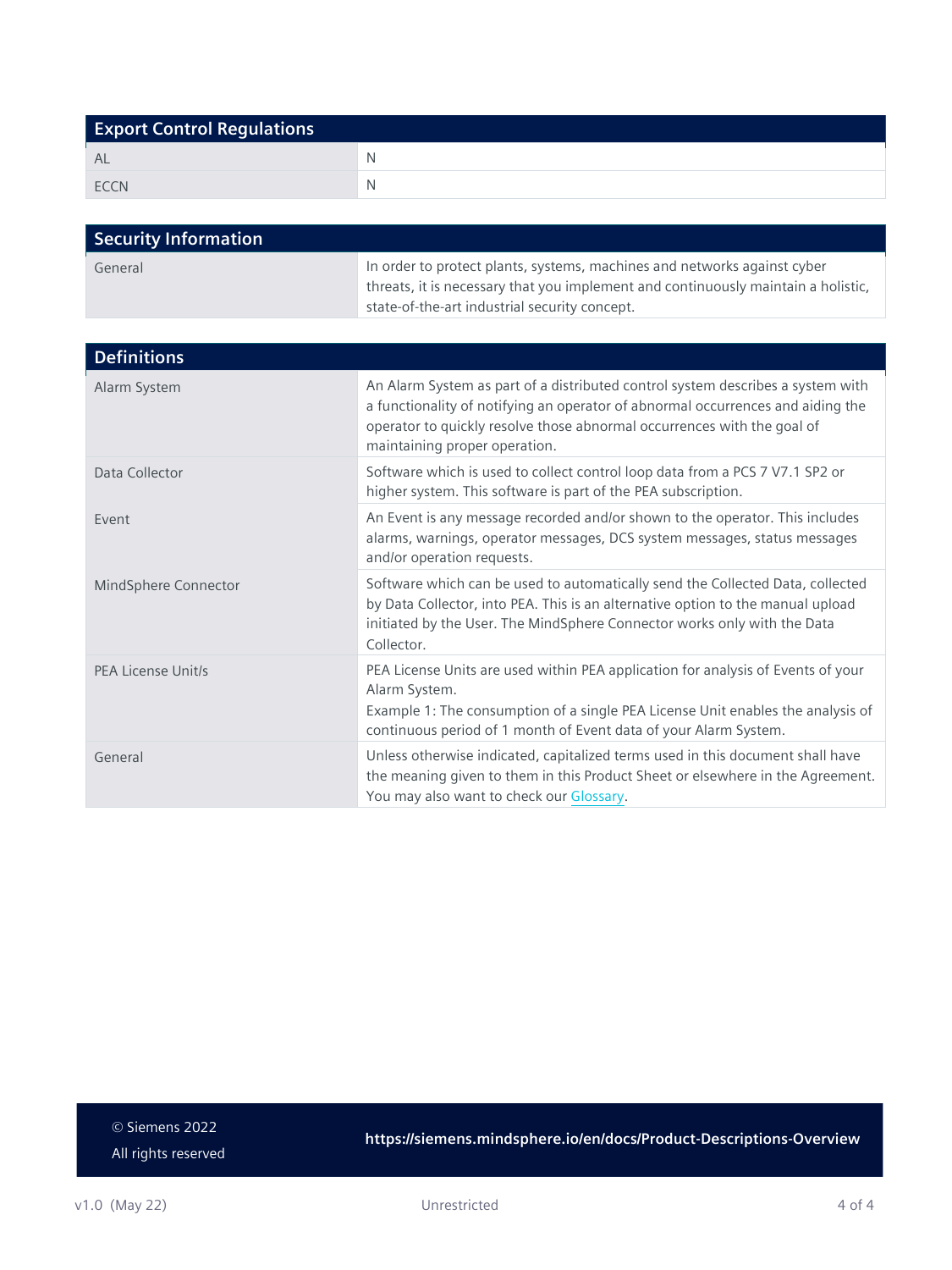## Export Control Regulations

| | |
|---|---|
| AL | N |
| ECCN | N |

## Security Information

| | |
|---|---|
| General | In order to protect plants, systems, machines and networks against cyber threats, it is necessary that you implement and continuously maintain a holistic, state-of-the-art industrial security concept. |

## Definitions

| | |
|---|---|
| Alarm System | An Alarm System as part of a distributed control system describes a system with a functionality of notifying an operator of abnormal occurrences and aiding the operator to quickly resolve those abnormal occurrences with the goal of maintaining proper operation. |
| Data Collector | Software which is used to collect control loop data from a PCS 7 V7.1 SP2 or higher system. This software is part of the PEA subscription. |
| Event | An Event is any message recorded and/or shown to the operator. This includes alarms, warnings, operator messages, DCS system messages, status messages and/or operation requests. |
| MindSphere Connector | Software which can be used to automatically send the Collected Data, collected by Data Collector, into PEA. This is an alternative option to the manual upload initiated by the User. The MindSphere Connector works only with the Data Collector. |
| PEA License Unit/s | PEA License Units are used within PEA application for analysis of Events of your Alarm System.<br>Example 1: The consumption of a single PEA License Unit enables the analysis of continuous period of 1 month of Event data of your Alarm System. |
| General | Unless otherwise indicated, capitalized terms used in this document shall have the meaning given to them in this Product Sheet or elsewhere in the Agreement. You may also want to check our Glossary. |

© Siemens 2022
All rights reserved

**https://siemens.mindsphere.io/en/docs/Product-Descriptions-Overview**

v1.0 (May 22) Unrestricted